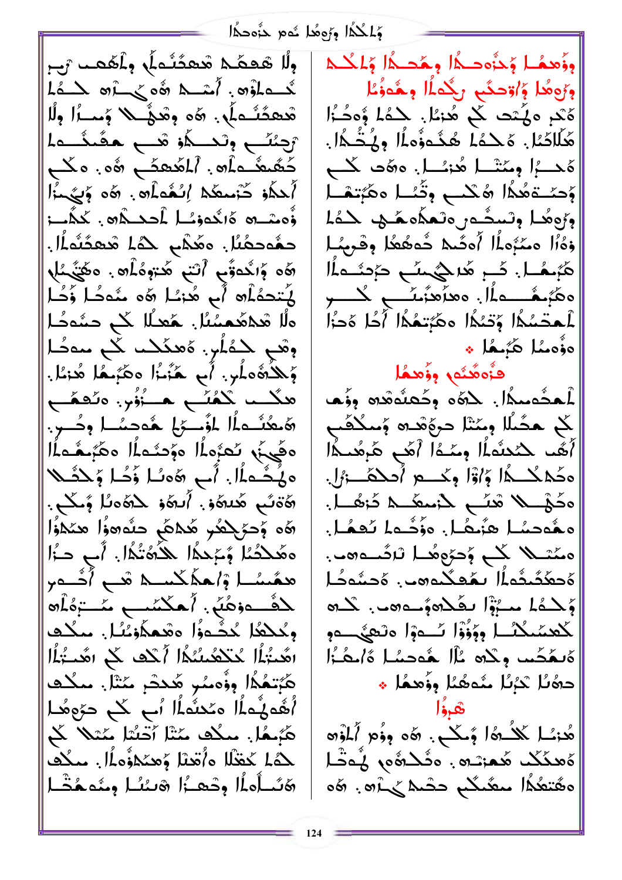ܘܢܘܗܪܐ ܕܒܪܘܟܬܐ ܘܫܘܒܚܐ ܕܡܠܟܐ
ܘܪܘܚܐ ܕܐܬܟܫܦ ܪܘܚܢܝܐ ܘܫܘܡܠܝܐ
ܐܟܢ ܘܠܐ ܐܢܬ ܠܐ ܡܪܝܐ. ܠܟܠ ܕܘܟܐ
ܡܠܐܟܐ. ܘܠܟܠ ܡܫܡܫܢܘܬܐ ܘܫܘܒܚܐ.
ܘܟܪܘܒܐ ܘܣܪܦܐ ܡܪܝܐ. ܘܗܘ ܠܟܠ
ܕܒܪܬܐ ܡܫܠܡܢܝܬܐ ܘܚܝܠܐ ܘܡܪܝܡܘܬܐ
ܘܪܘܚܐ ܘܢܫܡܬܐ ܘܢܦܫܐ ܘܡܠܝܬ ܠܟܠ
ܘܗܘܐ ܡܪܝܐ ܐܠܗܐ ܫܘܒܚܐ ܘܡܪܝܡܐ
ܡܪܝܡܐ. ܟܕ ܡܩܕܫܝܢ ܕܪܘܚܢܝܬܐ
ܘܡܪܝܡܘܬܐ. ܘܡܫܡܫܢܝܬܐ ܠܟ
ܠܡܫܒܚܘ ܪܘܚܢܝܬܐ ܘܡܪܝܡܘܬܐ ܐܝܟ ܕܟܕ
ܘܩܕܝܫܐ ܡܪܝܡܐ ✠

**ܦܘܩܕܢܐ ܘܢܘܗܪܐ**

ܠܡܫܡܫܢܐ. ܠܗܘ ܕܡܫܒܚܝܢ ܘܢܗܪ
ܠܟ ܡܫܒܚܐ ܘܡܝܬܐ ܒܪܘܚܗ ܘܡܫܠܡܢ
ܐܝܟ ܠܡܫܝܚܐ ܘܡܢܐ ܐܟܘ ܡܪܝܡܬܐ
ܘܡܠܟܘܬܐ ܕܐܒܐ ܘܟܠܗ ܐܠܗܘܬܐ.
ܘܡܫܒܚ ܩܕܡ ܠܡܫܡܫܢܐ ܕܩܘܫܬܐ.
ܘܫܘܒܚܐ ܗܢܐ. ܘܩܕܫܐ ܢܦܫܐ.
ܘܡܫܒܚ ܠܟ ܕܒܪܘܚܐ ܢܦܫܬܗܘܢ.
ܕܡܠܟܘܬܐ ܠܡܫܡܫܢܘܗܝ. ܘܒܫܘܒܚܐ
ܕܠܟܠ ܡܪܝܐ ܠܡܫܒܚܘܬܗܘܢ. ܠܗ
ܠܡܫܡܫܢܐ ܘܪܘܚܐ ܢܘܪܐ ܘܢܫܡܬܗ
ܕܡܫܒܚܝܢ ܘܠܗ ܠܐ ܫܘܒܚܐ ܕܐܠܗܐ
ܒܗܘܐ ܕܝܠܐ ܡܫܒܚܐ ܘܢܘܗܪܐ ✠

**ܩܘܠܐ**

ܡܪܝܐ ܠܟ ܐܢܐ ܘܡܠܟ. ܗܘ ܘܝܘܡ ܐܠܗܘܬܗ
ܘܡܫܒܚ ܡܫܡܫܢܘܗܝ. ܘܡܠܟܘܬܗ ܢܘܪܐ
ܘܩܕܝܫܐ ܡܫܒܚܝܢ ܒܫܡܫ ܠܟܠܗ. ܗܘ

ܘܠܐ ܡܫܡܫܢ ܡܫܒܚܢܘܬܐ ܘܐܠܗܘܬܐ ܢܘܪ
ܠܡܫܡܠܝܘ. ܐܠܗܐ ܗܘ ܕܠܗ ܠܡܠܟܐ
ܡܫܒܚܢܘܬܐ. ܗܘ ܘܡܫܒܚܐ ܘܡܠܟܐ ܘܠܐ
ܪܘܚܢܝܐ ܘܢܘܗܪܐ ܡܢ ܡܫܒܚܢܘܬܐ
ܕܡܫܒܚܢܘܬܗ. ܐܠܗܘܬܐ ܗܘ. ܘܡܠܟ
ܐܠܗܐ ܕܪܘܚܢܝܐ ܐܝܬܘܗܝ. ܗܘ ܘܢܗܪܐ
ܘܢܘܗܪܗ ܘܐܠܗܘܬܐ ܐܠܗܝܬܐ. ܟܠܗ
ܡܫܡܫܢܘܬܐ. ܘܡܠܟ ܠܗ ܡܫܒܚܢܘܬܐ.
ܗܘ ܕܐܠܗܘܬܐ ܐܢܬ ܡܫܡܫܢܘܬܗ. ܘܡܫܒܚܢ
ܠܡܫܒܚܘܬܗ ܐܝܟ ܡܪܝܐ ܗܘ ܡܫܡܫܐ ܢܘܪܐ
ܘܠܐ ܡܫܡܫܢܘܬܐ. ܡܫܡܫܐ ܠܟ ܒܫܡܫܐ
ܘܢܘܪ ܠܗܘܢ. ܘܡܠܟܘܬ ܠܟ ܡܫܡܫܐ
ܘܠܡܫܡܠܝܢ. ܐܝܟ ܡܪܝܐ ܘܡܫܒܚܐ ܡܪܝܐ.
ܡܠܟܐ ܠܡܠܟܐ ܡܫܡܫܢܝܢ. ܘܢܘܗܪܐ
ܡܫܒܚܢܘܬܐ ܠܐܠܗܐ ܡܫܡܫܢܐ ܘܢܘܗܪܐ.
ܘܩܕܝܫ ܢܘܪܗ ܠܡܠܟܐ ܘܡܫܒܚܢܘܬܐ
ܘܢܘܗܪܐ. ܐܝܟ ܗܘܐ ܢܘܪܐ ܘܡܠܟܐ
ܗܘܝܢ ܡܫܡܫܢ. ܐܝܬܘܗܝ ܠܗܘܢܐ ܘܡܠܟ.
ܗܘ ܘܡܫܡܫܢ ܡܫܡܫ ܢܘܗܪܐ ܡܫܡܫܐ
ܘܡܠܟܘܬܐ ܘܡܫܒܚܐ ܠܐܠܗܘܬܐ. ܐܝܟ ܕܐ
ܡܫܡܫܢܐ ܘܐܠܗܐ ܡܢ ܐܢܘܢ
ܠܡܫܒܚܘ. ܐܠܗܝܢ ܡܫܡܫܢܘܬܗ
ܘܡܠܟܐ ܡܫܡܫܐ ܘܡܫܒܚܢܘܬܐ. ܡܠܟ
ܐܠܗܘܬܐ ܡܫܡܫܢܘܬܐ ܐܝܟ ܠܟ ܐܠܗܘܬܐ
ܡܫܡܫܐ ܘܢܘܪܐ ܡܫܡܫ ܡܠܟܐ. ܡܠܟ
ܐܠܗܘܬܐ ܘܡܫܒܚܢܘܬܐ ܐܝܟ ܠܟ ܕܡܫܒܚܐ
ܡܫܒܚܐ. ܡܠܟ ܡܠܟܐ ܐܠܗܐ ܡܫܡܫ ܠܟ
ܠܡܠܟܐ ܘܐܠܗܐ ܘܡܫܒܚܢܘܬܐ. ܡܠܟ
ܘܡܫܒܚܢܘܬܐ ܘܢܘܗܪܐ ܘܡܫܡܫܢܐ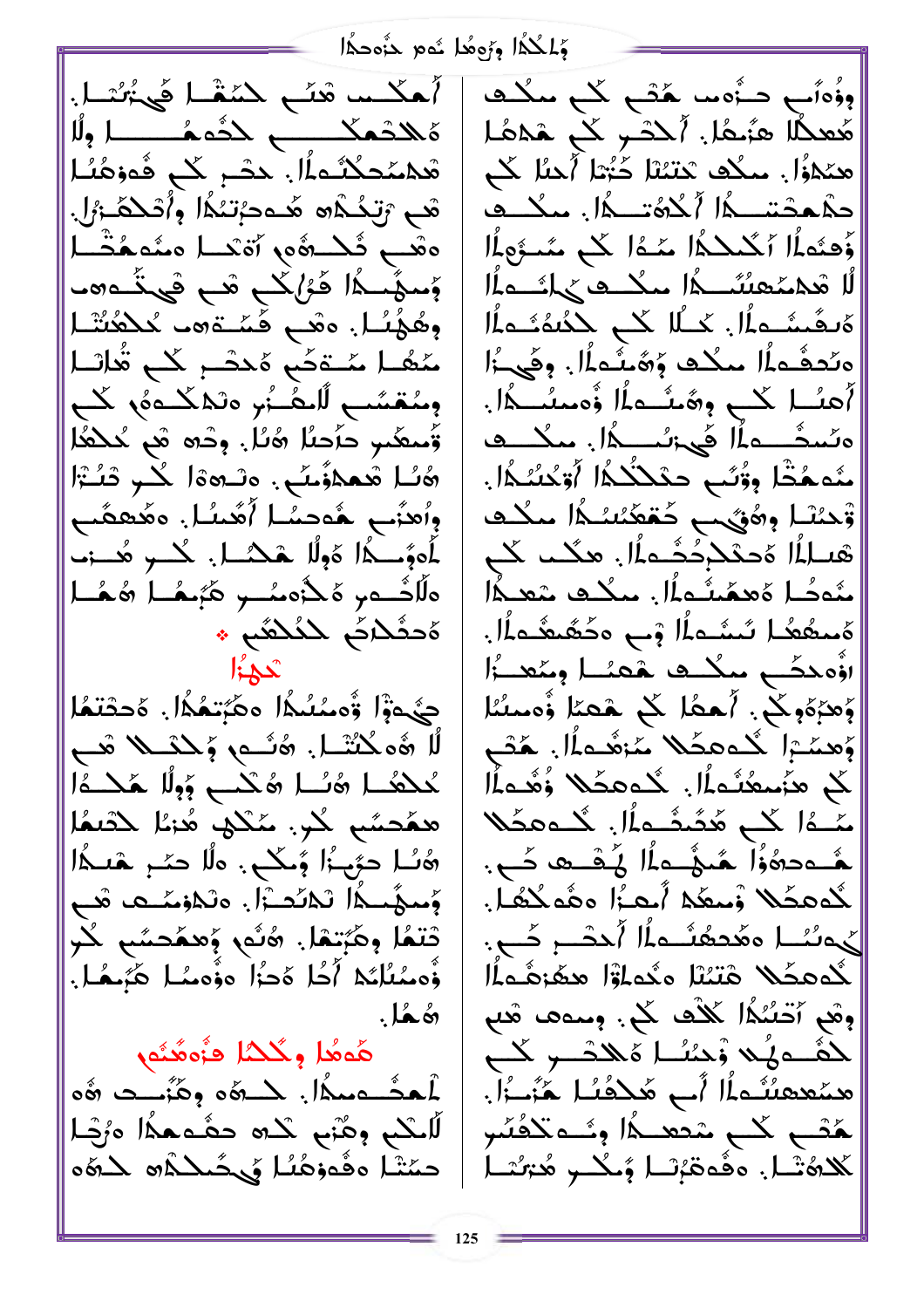ܘܙܳܐܶܐ ܕܢܶܬܬܰܘܣ ܗܳܦܶܟ ܟܽܠ ܡܠܟܐ
ܡܥܡܠܐ ܗܢܝܐ. ܐܟܚܕܐ ܟܠ ܗܕܡܐ
ܡܬܢܗܪܐ. ܡܠܟܐ ܕܬܢܝܢܐ ܕܓܢܬܐ ܐܝܢܐ ܟܠ
ܕܡܫܬܥܢܝܢ ܐܟܘܣܛܐ. ܡܠܟܐ
ܘܦܘܫܩܐ ܐܟܠܝܠܐ ܡܢܐ ܟܠ ܡܢܝܢܐ
ܠܐ ܡܬܡܨܝܢܘܬܐ ܡܠܟܐ ܕܪܘܚܢܝܘܬܐ
ܕܢܦܫܬܐ. ܟܠܐ ܟܠ ܠܚܕܘܬܐ
ܘܡܚܫܒܬܐ ܡܠܟܐ ܕܚܫܝܫܬܐ. ܘܦܘܪܫܐ
ܐܝܢܐ ܟܠ ܘܚܫܝܫܬܐ ܘܡܢܝܢܐ.
ܘܢܣܟܐ ܦܘܪܫܢܐ. ܡܠܟܐ
ܡܫܡܫܢܐ ܘܬܗܘܐ ܒܟܠܟܠܐ ܐܘܟܝܢܐ.
ܢܟܝܢܐ ܘܗܘܝܐ ܕܡܩܝܡܢܐ ܡܠܟܐ
ܗܢܐ ܕܟܠܟܐ ܡܠܟܐ ܥܠ
ܫܘܪܝܐ ܕܗܡܝܢܘܬܐ. ܡܠܟܐ ܡܫܚܠܐ
ܘܡܫܝܢܐ ܢܝܫܐ ܙܘܥܐ ܘܕܡܝܟܘܬܐ.
ܐܘܪܚܬܐ ܡܠܟܐ ܗܡܢܐ ܘܡܫܡܥܢܐ
ܘܡܪܢܝܢܐ. ܐܝܟ ܟܠ ܗܡܢܐ ܘܡܢܝܢܐ
ܘܡܫܪܐ ܠܟܘܡܟܐ ܡܪܕܘܬܐ. ܗܒܬ
ܟܠ ܡܬܚܫܒܬܐ. ܠܟܘܡܟܐ ܘܫܘܠܐ
ܡܢܐ ܟܠ ܡܫܬܘܕܝܢܐ. ܠܟܘܡܟܐ
ܕܫܘܥܕܘܐ ܕܡܝܫܐ ܠܦܩܕ ܟܝ.
ܠܟܘܡܟܐ ܘܡܬܚܡ ܐܝܕܐ ܘܫܘܡܠܝܐ.
ܠܟܘܢܐ ܘܡܬܟܫܢܘܬܐ ܐܚܪܢܐ ܕܝ.
ܠܟܘܡܟܐ ܫܢܝܢܐ ܘܫܘܠܛܐ ܡܫܬܪܪܝܢܐ
ܘܡܢ ܐܬܢܝܢܐ ܠܐܦ ܟܝ. ܘܡܢܗ ܡܢ
ܠܦܘܬ ܢܦܫܐ ܕܠܐܚܪܢ ܟܠ
ܡܫܡܫܢܘܬܐ ܐܝܟ ܡܠܦܢܐ ܡܢܝܐ.
ܗܒܬ ܟܠ ܡܢܝܢܐ ܘܡܬܒܝܢ
ܠܐܚܐ. ܘܦܘܪܫܢܐ ܘܡܠܟܐ ܡܪܢܝܐ

ܐܡܠܟܐ ܬܢܝܢ ܠܬܫܒܘܚܬܐ ܦܘܪܫܢܐ.
ܕܠܐܬܡܠܟܐ ܠܚܘܡܣܐ ܘܠܐ
ܬܡܝܡܘܬܐ. ܒܚܕ ܟܠ ܦܘܪܫܢܐ
ܡܢ ܪܢܝܢܗ ܡܬܬܚܝܢܐ ܘܐܬܟܠܬܐ.
ܘܡܢ ܟܠܗܘܢ ܐܝܬܝܐ ܘܡܬܡܚܝܢܐ
ܘܡܫܡܫܢܐ ܦܘܪܫܐ ܡܢ ܦܘܪܫܢܗܘܢ
ܘܗܝܢܐ. ܘܡܢ ܦܫܝܛܐ ܡܠܟܘܬܐ
ܡܟܢܐ ܡܬܬܟܝܢ ܘܡܢܐ ܟܠ ܬܘܪܐ
ܘܡܫܬܡܥܝܢ ܠܐܚܪܢ ܘܡܠܟܘܗܝ ܟܠ
ܬܡܥܒܕ ܕܐܝܢܐ ܗܘܐ. ܘܗܘ ܡܢ ܡܠܟܐ
ܗܘܐ ܡܥܡܕܢܐ. ܘܢܗܘܐ ܟܠ ܡܢܝܢ
ܘܐܡܢ ܗܘܡܢܐ ܐܡܝܢܐ. ܘܡܫܡܫܢ
ܠܐܘܪܚܐ ܘܠܐ ܗܟܢܐ. ܟܠ ܗܢܐ
ܘܠܐܚܪܢ ܘܟܠܗܘܢ ܡܪܝܐ ܗܘܐ
ܘܚܠܦܝܗ ܠܟܠܟܝܢ ✤

**ܐܚܪܢ**

ܚܘܝܕܐ ܘܡܫܡܫܢܐ ܘܡܪܬܝܢܐ. ܘܚܒܝܒܐ
ܠܐ ܗܘܢܢܬܐ. ܗܘܝܘ ܘܠܟܠ ܡܢ
ܡܠܟܐ ܗܘܐ ܗܟܢܐ ܘܠܐ ܗܟܠܐ
ܗܡܫܝܢ ܟܝ. ܡܠܟܐ ܗܢܐ ܠܡܠܟܐ
ܗܘܐ ܚܘܝܕܐ ܘܡܠܟ. ܘܠܐ ܚܒܝܒ ܗܝܠܐ
ܘܡܫܡܫܢܐ ܠܐܚܪܢܐ. ܘܠܡܫܡܫ ܡܢ
ܬܡܢܐ ܘܡܪܬܢܐ. ܗܘܝܘ ܘܡܫܚܢ ܟܝ
ܘܡܫܡܫܢܐ ܐܚܐ ܕܚܝܐ ܘܡܘܬܐ ܡܪܢܝܐ.
ܗܘܐ.

**ܗܘܐ ܘܟܠܟܐ ܦܘܪܫܢܝܗ**

ܐܚܫܒܬܐ. ܠܗܘ ܘܡܪܢ ܗܘ
ܠܐܠܗܐ ܘܡܢܗ ܠܗ ܕܫܘܡܠܝܐ ܘܕܝܢܐ
ܕܡܢܬܐ ܘܦܘܪܫܢܐ ܕܐܟܠܠܗ ܠܗܘ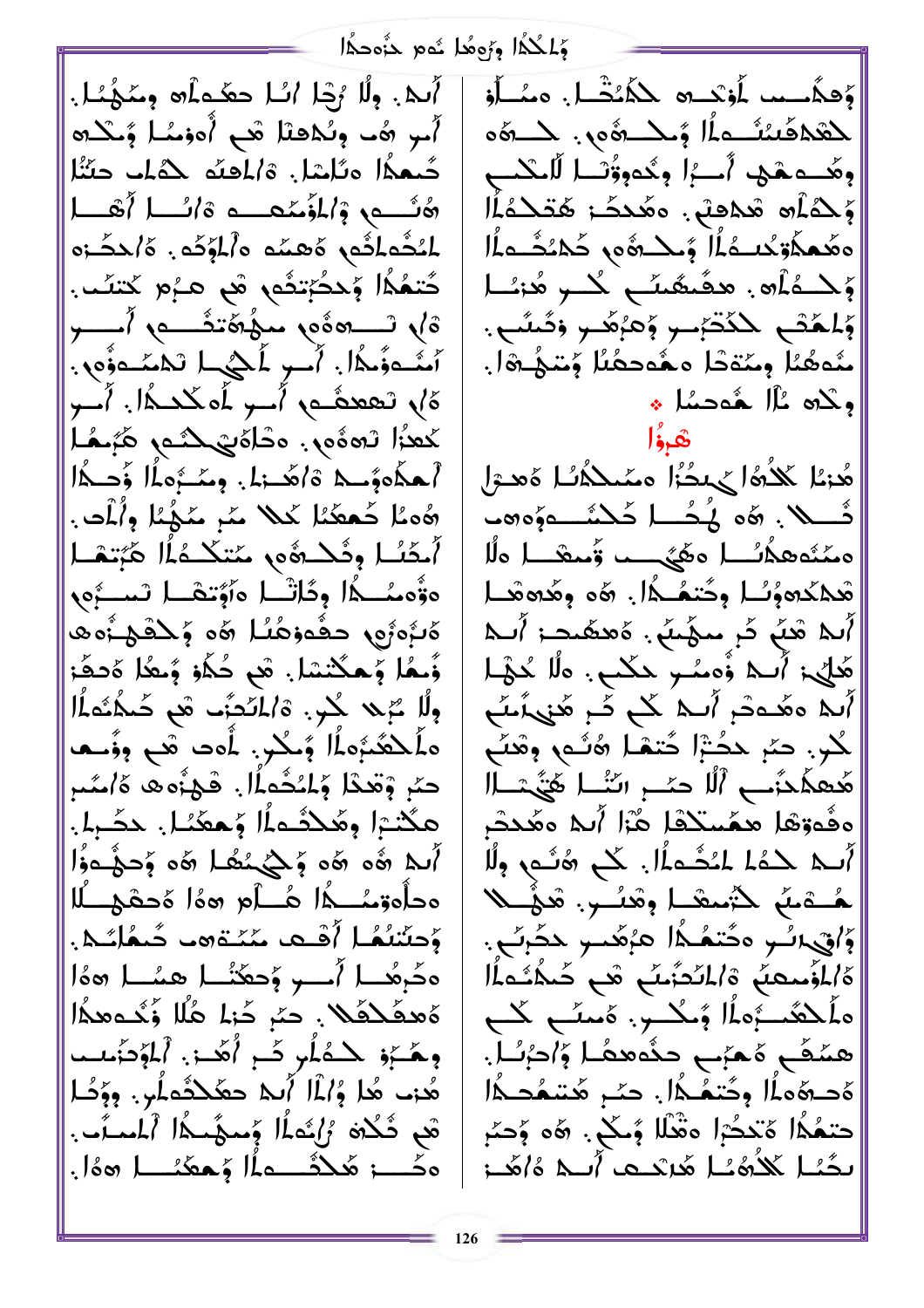ܘܦܠܓܝܢ ܠܐܘܪܚܗ ܠܡܕܢܚܐ. ܘܡܢ ܐܘ
ܠܟܠܗܦܢܝܬܐ ܕܡܠܟܘܬܗܘܢ. ܠܟܠܗܘܢ
ܘܡܬܚܫܒܝܢ ܐܝܟܢܐ ܘܒܬܘܪܬܐ ܠܐܠܟܠܗ
ܘܠܟܠܗܘܢ ܥܡܡܝܢ. ܘܡܬܒܪܝܢ ܡܬܟܠܡܢ̈ܐ
ܘܡܬܡܠܟܝܢ ܒܡܠܟܘܬܐ ܕܟܠܗܘܢ ܟܕܡܠܟܘܬܐ
ܕܟܠܗܘܢ. ܡܬܡܠܟܝܢ ܥܠ ܡܕܝܢܬܐ
ܕܐܬܘܪ ܘܠܡܟܪܝܢ ܘܡܪܕܝܢ ܘܦܪܣܝܢ.
ܡܕܒܪܢܐ ܘܡܬܚܫܒ ܡܗܝܡܢܐ ܕܡܫܝܚܐ.
ܘܟܠܗ ܗܟܢܐ ܡܗܝܡܢܐ ❊

**ܦܪܩܐ**

ܗܕܐ ܟܠܗ ܕܝܠܗ ܡܫܡܫܢܘܬܐ ܘܥܕܡܐ
ܬܘܠܐ. ܗܘ ܝܗܒܗ ܟܠܗܘܢ ܕܥܡܗܘܢ
ܘܡܫܬܥܠܝܢ ܘܡܬܢܚܢܚܝܢ ܘܡܥܢܝܢ ܘܠܐ
ܡܫܬܥܠܝܢ ܘܕܡܝܢ̈ܐ. ܗܘ ܘܡܫܬܥܠܝܢ
ܐܝܟ ܡܢ ܡܢܚܝܢ. ܘܡܬܚܫܒܝܢ: ܐܝܟ
ܫܡܥ ܐܝܟ ܡܫܝܚܐ ܠܟܠ. ܘܠܐ ܠܗܫܐ
ܐܝܟ ܘܡܫܡܫ ܐܝܟ ܟܠ ܟܕ ܫܡܥܝܢ
ܠܗ. ܟܕ ܒܟܬܒܐ ܟܬܝܒ ܗܘܝܘ ܘܫܡܥ
ܡܫܡܠܝܢ ܐܠܐ ܟܕ ܐܝܬܘܗܝ ܫܡܝܫܐ
ܘܦܘܪܩܢܐ ܡܫܬܡܠܝܢ ܗܘܐ ܐܝܟ ܘܡܬܚܫܒ
ܐܝܟ ܠܟܠ ܡܢܚܝܢ. ܟܠ ܗܘܝܘ ܘܠܐ
ܡܬܚܫܒ ܠܡܫܝܚܐ ܘܡܫܝܚܐ. ܡܫܡܠܝܢ
ܘܐܬܚܫܒ ܘܡܫܬܡܠܝܢ ܠܡܫܬܠܡܘ.
ܕܐܬܚܫܒܢܐ ܡܢ ܟܠܗܘܢ
ܘܡܬܚܫܒܐ ܘܐܬܟܠܝܘ. ܘܡܫܝܚ ܟܠ
ܡܫܬܡܥܝܢ ܘܡܬܚܫܒܝܢ ܠܗܝܡܢܘܬܐ ܘܐܬܚܫܒܐ.
ܘܐܬܚܫܒܐ ܘܡܫܝܚܐ. ܟܕ ܡܬܚܫܒܐ
ܡܫܝܚܐ ܡܬܚܫܒܐ ܘܦܘܪܩܢܐ. ܗܘ ܘܟܕ
ܒܚܝܐ ܠܟܠܗܘܢ ܡܫܒܚܝܢ ܐܝܟ ܘܐܬܚܫܒ

ܐܝܟ. ܘܠܐ ܪܚܡ ܐܢܐ ܠܡܫܡܠܝܘ ܘܡܫܡܠܝܢ.
ܐܝܟ ܗܘ ܘܡܬܚܫܒ ܥܠ ܐܘܪܚܐ ܘܡܬܚܫܒܘ
ܠܡܫܝܚܐ ܘܡܫܝܚܐ. ܕܐܬܚܫܒ ܠܡܠܟܐ ܠܟܠ
ܗܘܝܘ ܘܐܬܚܫܒܢܐ ܕܐܬܐ ܐܝܟ ܗܘܐ
ܠܡܫܡܠܝܘ ܕܡܫܡܠܝܢ ܘܐܬܚܫܒܢܐ. ܕܐܬܚܫܒܘ
ܟܬܒܐ ܘܡܫܡܫܢܘܬܐ ܥܡ ܗܘܝܘ ܟܬܝܒܐ.
ܕܐܝ ܬܘܒ ܡܫܡܠܝܢ ܐܝܟ
ܐܫܬܡܠܝܘ. ܐܝܟ ܐܝܟ ܠܡܫܡܠܝܢ ܠܗܘܢ.
ܕܐܝ ܬܚܫܒܝܢ ܐܝܟ ܐܝܟܢܐ. ܐܝܟ
ܟܬܒܐ ܬܘܒ ܗܘܝܘ. ܘܬܘܒ ܡܫܡܠܝܢ ܡܫܡܠܝܢ
ܐܝܟܢܐ ܕܐܬܚܫܒ ܘܡܫܝܚܐ ܘܡܫܬܡܠܝܢ ܠܡܫܝܚܐ
ܗܘܐ ܟܬܒܐ ܟܠ ܡܢ ܡܫܝܚܐ ܘܐܬܐ.
ܐܫܬܡܠܝܘ ܘܐܝܟ ܠܗܘܢ ܘܡܫܬܡܠܝܢ ܡܫܡܠܝܢ
ܘܡܫܡܠܝܢ ܘܐܬܚܫܒ ܘܐܬܚܫܒ ܡܬܚܫܒܝܢ ܬܫܡܫܬܐ
ܘܡܬܚܫܒܝܢ ܕܡܫܝܚܐ ܗܘ ܘܐܬܚܫܒܘ
ܘܡܫܝܚܐ ܘܡܫܒܚܝܢ. ܥܡ ܟܠܗ ܘܡܫܝܚ ܘܐܡܪ
ܘܠܐ ܣܒܪ ܟܠ. ܘܐܬܚܫܒ ܥܡ ܡܫܡܠܝܢ
ܘܐܬܚܫܒܐ ܘܡܫܝܚ. ܐܝܟ ܥܡ ܘܡܫܡ
ܥܡ ܬܫܡܫܬܐ ܘܐܬܚܫܒܐ. ܦܪܘܫܐ ܘܐܡܝܢ
ܡܫܬܡܠܝܢ ܘܡܬܚܫܒܐ ܘܡܫܝܚܐ. ܥܡܗ.
ܐܝܟ ܗܘ ܗܘ ܘܡܫܝܚܐ ܗܘ ܘܡܬܚܫܒܐ
ܘܡܫܡܠܝܢ ܘܡܫܝܚܐ ܡܫܡܠܝܘ ܗܘܐ ܘܡܫܬܡܠܝܢ
ܘܡܬܚܫܒܝܢ ܐܝܟ ܡܫܬܡܠܝܢ ܟܬܒܐ.
ܘܡܫܡܠܝܢ ܐܝܟ ܘܡܫܝܚܐ ܡܫܡܠܝܢ ܗܘܐ
ܘܡܫܡܠܝܢ. ܟܕ ܟܬܒ ܗܘܐ ܡܫܬܡܠܝܢ
ܘܡܫܡܠܝܘ ܠܟܠ ܐܝܟ ܐܢܐ. ܐܠܡܫܡܠܝܢ
ܗܘ ܗܘܐ ܘܐܬܐ ܐܝܟ ܠܡܫܡܠܝܢ. ܘܐܬܐ
ܥܡ ܟܬܒܗ ܪܘܚܐ ܘܡܫܝܚܐ ܐܠܐܡܝܢ.
ܘܟܠ ܡܫܬܡܠܝܢ ܘܡܫܝܚܐ ܗܘܐ.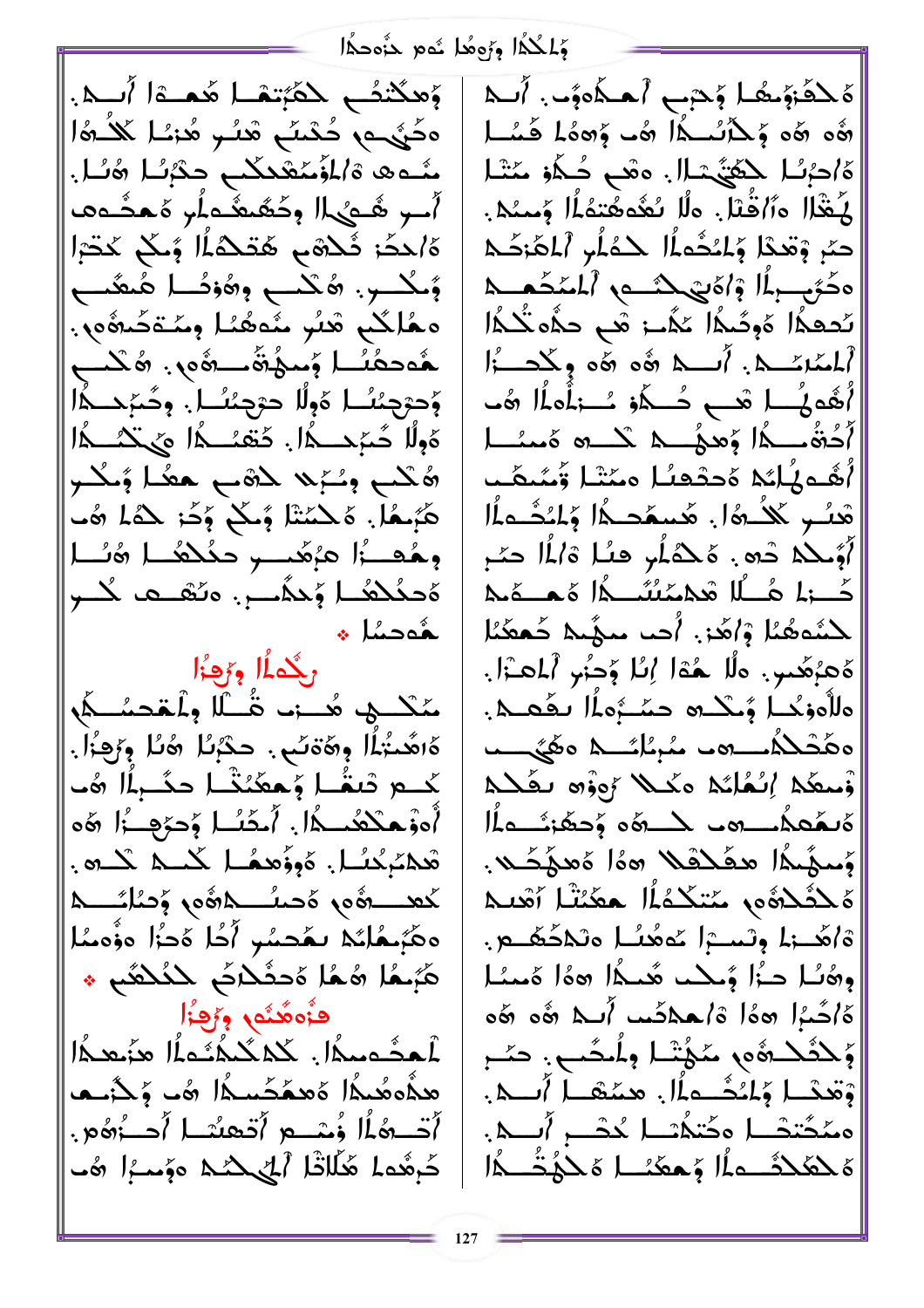ܕܠܡܦܪܫܘܬܐ ܕܢܗܝܪܐ ܐܠܗܘܬܐ. ܐܝܟ
ܗܘ ܗܘ ܕܠܐܢܫܐ ܗܘ ܕܪܘܚܐ ܩܢܝܐ
ܕܐܦܪܢܐ ܠܥܡ̈ܡܐ. ܘܗܘ ܚܠܦ ܡܢܗ
ܢܦܫܐ ܘܐܦܩܗ. ܘܠܐ ܢܬܩܪܒܘܢ ܘܡܢܗ.
ܥܡ ܕܡܐ ܕܡܠܟܘܬܐ ܠܟܠܗ ܐܠܗܝܬܐ
ܘܕܟܝܪܐ ܕܐܠܗܝܘܬܗ ܐܬܡܪܟܒ
ܢܦܫܐ ܘܦܓܪܐ ܚܕܐ ܗܝ ܒܗܘ ܐܠܗܐ
ܐܢܫܝܐ. ܐܝܟ ܗܘ ܗܘ ܕܠܡܐ
ܐܦܠܐ ܗܝ ܕܠܗ ܫܠܡܐ ܗܘ
ܐܬܪܐ ܘܡܫܡܥ ܠܗܘ ܕܡܢܐ
ܐܬܬܠܝܬ ܕܡܫܡܫܢܐ ܘܡܫܬܡܫ
ܩܢܘܡ ܠܗܘܢ. ܩܢܘܡܐ ܕܐܠܗܘܬܐ
ܐܝܟ ܕܗܘ. ܕܠܐ ܦܠܓ ܕܐܬܐ ܥܡ
ܟܝܢܐ ܚܕ ܡܫܡܫܢܘܬܐ ܕܡܫܡܫ
ܠܫܘܪܝܐ ܕܐܢܫ. ܐܝܟ ܡܫܡܫ ܓܡܝܪܐ
ܕܡܪܢܝܬܐ. ܘܠܐ ܫܘܝܐ ܠܗ ܘܟܝܢ ܐܠܗܝܬܐ.
ܘܠܐܦܝܐ ܕܢܦܫܗ ܒܡܫܬܡܠܝܐ ܢܦܫܗ.
ܘܡܫܟܚܐ ܗܘ ܡܬܒܪܝܐ ܘܡܫܬܡ
ܘܡܫܟܚ ܐܢܫܝܐ ܘܟܠܗ ܕܡܢܗ ܢܦܫܗ
ܕܡܫܡܫܢܐ ܗܘ ܕܗܘܐ ܘܚܕܐ ܡܫܬܡܠܝܐ
ܘܡܫܟܚܐ ܡܫܡܫܢܐ ܗܘ ܕܡܫܬܡܫ.
ܕܠܗܘܢ ܡܫܡܫܢܐ ܡܫܬܡܠܝܐ ܐܡܝܢ
ܕܐܬܪܐ ܘܡܘܠܕܐ ܕܡܫܬܡܠܝܐ ܘܠܐܬܩܢܘܢ.
ܘܗܘܐ ܒܗ ܕܐܝܬܘܗܝ ܗܘ ܕܡܢܐ
ܕܐܝܬܘܗܝ ܗܘ ܕܡܠܟܘܬܐ ܐܝܟ ܗܘ ܗܘ
ܕܠܟܠܗܘܢ ܡܫܬܠܡܢܐ ܘܐܠܗܐ. ܥܡ
ܕܡܢܗ ܘܐܠܗܘܬܐ. ܡܫܬܡܠܝܐ ܐܝܟ.
ܘܡܫܬܡܫܢܐ ܘܡܫܬܠܡܐ ܒܡܪܢ ܐܝܟ.
ܕܠܡܟܠܝܘܬܐ ܕܡܫܬܡܫܢܐ ܕܠܡܫܝܚܐ

ܘܡܟܢܫܢܘܬܐ ܠܟܪ̈ܝܗܐ ܡܫܡܫܐ ܐܝܟ.
ܘܟܠܗܘܢ ܟܢܫܐ ܥܒܕܐ ܥܡܠܐ ܠܟܠܗܘܢ
ܫܡܥܘ ܕܐܬܡܫܡܫܢܘܬܐ ܒܛܝܒܘܬܐ ܗܘܝܐ.
ܐܝܟ ܫܡܝܐ ܘܟܫܝܫܘܬܐ ܕܡܫܡܫܢ
ܕܐܚܪ̈ܢܐ ܦܠܓܘܗܝ ܡܫܡܫܢܘܬܐ ܕܢܦܫ ܟܠܗ
ܘܐܟܘܬ. ܡܫܡܫܢܐ ܘܡܫܬܡܫ ܡܫܡܫܢ
ܘܡܠܟܐ ܥܡܪ ܡܫܡܫܢܐ ܘܡܫܬܡܫܢܘܗܝ.
ܡܫܡܫܢܐ ܘܡܫܬܡܫܢܘܗܝ. ܡܫܡܫ
ܘܡܫܡܫܢܐ ܕܐܦ ܡܫܡܫܢܐ. ܘܡܫܡܫܢܐ
ܕܐܦ ܡܫܡܫܢܐ. ܡܫܡܫܢܐ ܡܫܡܫܢܐ
ܡܫܡܫ ܘܡܫܡܫ ܠܟܠܗ ܡܫܡܫ ܘܡܫܡܫ
ܡܫܡܫܐ. ܕܠܡܫܡܫ ܘܡܠܟ ܘܥܡ ܠܗܐ ܗܘ
ܘܡܫܡܫܐ ܡܫܡܫܢ ܕܡܫܡܫܢܐ ܗܘܢܐ
ܕܡܫܡܫܢܐ ܘܡܫܡܫ. ܘܡܫܡܫ ܠܟܠ
ܡܫܡܫܢܐ.

## ܪܝܫܐ ܘܪܘܚܐ

ܡܫܡܫܢܐ ܡܫܡܫ ܩܕܡ ܘܡܫܡܫܢܘܗܝ
ܕܡܫܡܫܢܐ ܘܡܫܡܫ. ܡܫܡܫܢܐ ܗܘܢܐ ܘܪܘܚܐ.
ܟܠܗ ܡܫܡܫܢܐ ܘܡܫܡܫܢܐ ܡܫܡܫܢܐ ܗܘ
ܐܘܪܫܠܡ. ܐܝܟܢܐ ܘܡܫܡܫ ܗܘ
ܡܫܡܫܢܐ. ܕܡܫܡܫܢܐ ܠܟܠ ܠܗ.
ܠܡܫܡܫܢܘܗܝ ܕܡܫܡܫܢܘܗܝ ܘܡܫܡܫܢ
ܘܡܫܡܫܢܐ ܠܡܫܡܫ ܐܝܟ ܕܐܬܐ ܘܡܫܡܫ
ܡܫܡܫܐ ܗܘܐ ܕܡܫܡܫܢ ܠܟܠܗܘܢ.

## ܦܪܘܩܢܐ ܘܪܘܚܐ

ܠܡܫܡܫܢܐ. ܠܟܠܗ ܡܫܡܫܢܐ ܡܫܡܫܢܐ
ܡܫܡܫܢܐ ܕܡܫܡܫܢܐ ܗܘ ܕܠܡܫܡܫ
ܐܬܐ ܗܘܐ ܢܦܫܐ ܐܝܟ ܡܫܡܫܢܐ ܐܝܟ ܗܘܘ.
ܟܠܗܘܢ ܡܫܡܫܢܐ ܐܠܗܐ ܘܡܫܡܫܐ ܗܘ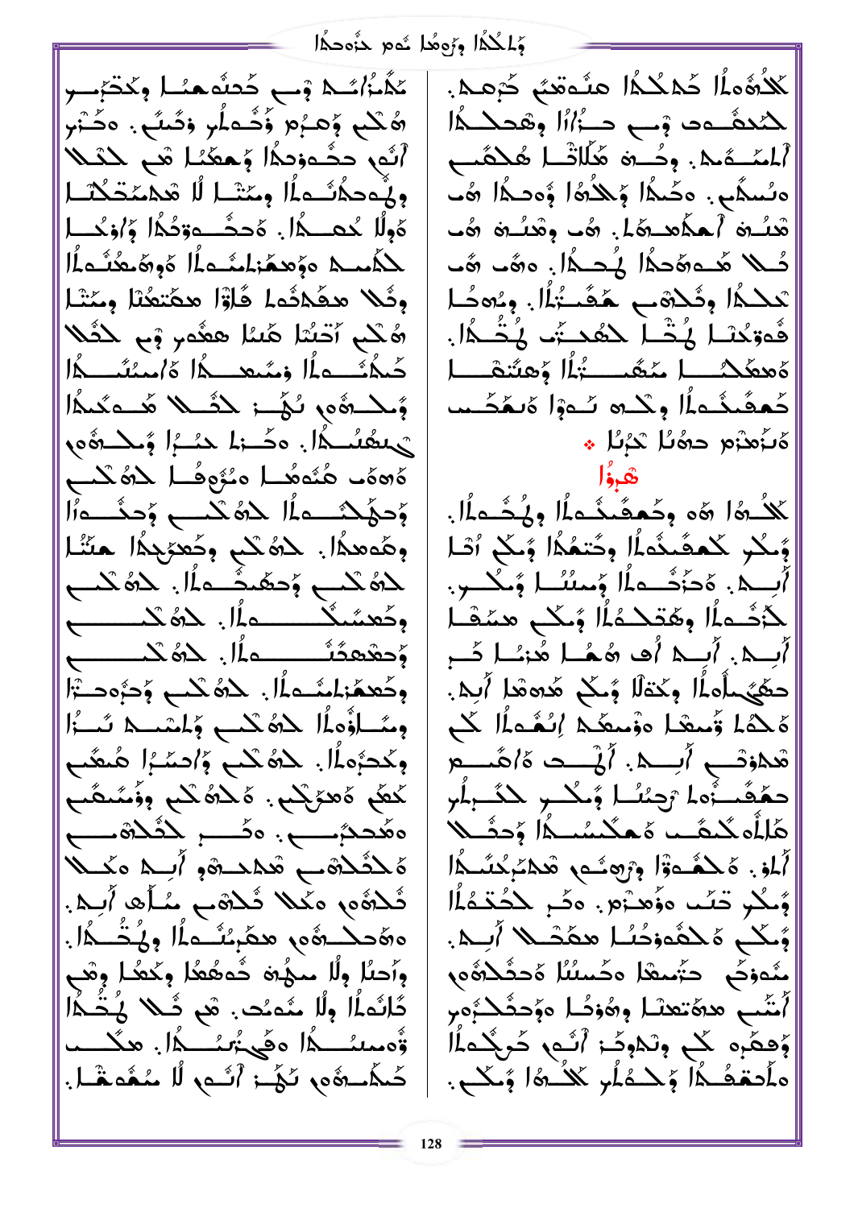ܠܐܠܗܘܬܐ ܕܡܠܟܘܬܐ ܡܫܘܬܦܝܢ ܕܪܡܐ. ܠܡܚܙܐ ܕܝܢ ܕܢܐܐ ܘܫܟܠܠܬܐ ܐܠܗܝܬܐ. ܘܕܝܠܗ ܡܠܐܟܐ ܡܫܡܫܝܢ ܘܢܣܓܕܝܢ. ܘܕܝܠܗ ܕܐܝܬܘܗܝ ܩܕܡܝܐ ܗܘ ܡܢܗ ܐܬܒܪܝܘ. ܗܘ ܘܡܢܗ ܗܘ ܟܠ ܡܕܡ ܕܐܝܬ ܠܗ ܐܝܬܘܬܐ. ܘܗܘ ܗܘ ܥܠܬܐ ܕܟܠܗܝܢ ܡܫܬܥܝܢܘܬܐ. ܘܡܢܗ ܦܘܪܫܢܐ ܢܗܝܪܐ ܠܡܕܒܪܢܘܬܐ. ܘܡܕܒܪܢܐ ܡܫܬܘܕܥܐ ܘܡܬܬܚܝܢܐ ܕܡܫܬܝܠܝܢ ܐܝܬܘܗܝ ܒܚܘܒܐ ܕܝܠܗ ܥܠ ܟܠ ܡܕܡ ܀

## ܦܪܩܐ

ܠܐܠܗܐ ܗܘ ܕܡܫܬܝܠܢܘܬܐ ܘܫܘܠܛܢܐ. ܕܐܝܬ ܠܡܫܬܝܠܢܘܬܐ ܘܡܢܗ ܕܝܠܗ ܐܢܫܐ ܐܝܟ. ܕܒܪܝܬܐ ܕܐܝܬܝܗ ܘܐܝܬ ܠܒܪܝܬܐ ܘܡܬܩܢܢܘܬܐ ܕܝܠܗ ܡܫܬܥܝܐ ܐܝܟ. ܐܝܟ ܐܦ ܗܘ ܕܐܝܬܘܗܝ ܥܠ ܡܫܡܠܝܐ ܘܒܟܠܗ ܕܝܠܗ ܡܫܬܥܐ ܐܝܟ. ܘܡܢܗ ܠܡܠܟܐ ܘܡܠܟܘܬܐ ܐܝܬܝܗ ܠܗ ܗܘ ܡܫܬܘܕܥܝܢ ܐܝܟ. ܐܝܬ ܕܐܝܬܝܗ ܕܡܫܬܘܕܥܐ ܐܝܬ ܒܗ ܕܐܝܬ ܠܗ ܠܐܚܝܢܐ ܡܢ ܚܝܠܐ ܘܡܥܠܝܐ ܐܚܪܢܐ. ܘܡܬܦܫܩܢܐ ܘܡܬܝܕܥܢܘܬܐ ܕܐܝܬ ܠܗ ܘܡܫܬܡܥܢܐ. ܘܐܝܬ ܕܝܢ ܘܡܥܠܝܐ. ܘܡܢ ܕܡܫܬܠܡܢܐ ܘܐܝܬ ܠܗ ܕܡܫܡܠܝܐ ܡܫܬܥܐ ܐܝܟ. ܡܫܘܕܥܐ ܕܐܝܬܝܗܝܢ ܘܡܫܬܠܡܢܝܬܐ ܐܝܬܝܗܝܢ ܐܢܫܐ ܕܡܫܬܥܝܢ ܘܡܫܬܠܡܢܐ ܘܡܫܬܡܠܝܢ ܘܡܥܠܝܐ ܠܗ ܕܐܝܬܘܗܝ ܐܢܘܢ ܕܡܫܬܡܠܝܢ ܘܡܫܬܡܠܝܢܘܬܐ ܘܡܫܬܠܡܢܘܬܐ ܠܐܠܗܐ ܕܝܠܗ.

ܡܫܬܠܡܢܘܬܐ ܕܐܝܬ ܠܗ ܘܡܬܩܢܢܘܬܐ ܘܡܫܬܥܢܐ ܘܟܠ ܐܝܠܝܢ ܐܝܬ ܠܗ ܡܢ ܐܝܬܘܬܐ ܘܡܥܠܝܐ ܘܡܫܬܘܕܥܐ. ܐܝܬ ܠܗ ܡܢ ܐܝܬܘܬܐ ܕܐܝܬ ܠܗ ܡܢ ܗܢܐ ܥܠܬܐ ܕܟܠܗܝܢ ܐܝܬܘܬܐ ܘܡܫܬܠܡܢܘܬܐ ܘܡܫܬܡܠܝܢܘܬܐ. ܠܐܠܗܐ ܕܡܫܬܘܕܥܐ ܘܡܬܩܢܢܘܬܐ. ܠܐܠܗܐ ܕܡܫܬܡܠܝܢܘܬܐ. ܠܐܠܗܐ ܕܡܫܬܥܢܘܬܐ. ܠܐܠܗܐ ܘܡܫܬܠܡܢܘܬܐ ܘܕܐܝܬܝܗܝܢ. ܘܡܫܬܘܕܥܐ ܠܐܠܗܐ ܕܐܝܬܝܗ ܐܢܫܐ ܘܡܫܬܠܡܢܝܬܐ. ܠܐܠܗܐ ܕܐܝܬ ܠܗ ܡܫܬܥܐ ܟܠ ܕܐܝܬܝܗܝܢ. ܘܠܐܠܗܐ ܘܡܫܬܡܠܝܢ ܘܡܫܬܥܝܢ. ܘܡܢ ܠܐܠܗܐ ܕܐܝܬܝܗܝܢ ܐܝܟ ܘܟܠ ܕܐܝܬܝܗܝܢ ܡܫܬܠܡܢ ܐܝܟ. ܘܡܫܬܥܝܢ ܕܐܝܬ ܠܗܘܢ ܘܡܫܬܘܕܥܐ. ܘܐܢܫܐ ܘܠܐ ܡܫܬܥܐ ܕܐܝܬܝܗ ܘܡܫܬܠܡܢܐ ܘܐܝܬ ܠܗ ܘܠܐ ܡܫܬܡܠܝܢ. ܐܝܬ ܕܝܢ ܠܐܠܗܐ ܡܫܬܠܡܢܘܬܐ ܘܡܫܬܡܠܝܢܘܬܐ. ܘܡܫܬܘܕܥܝܢ ܐܝܬ ܐܢܘܢ ܘܠܐ ܡܫܬܡܠܝܢ.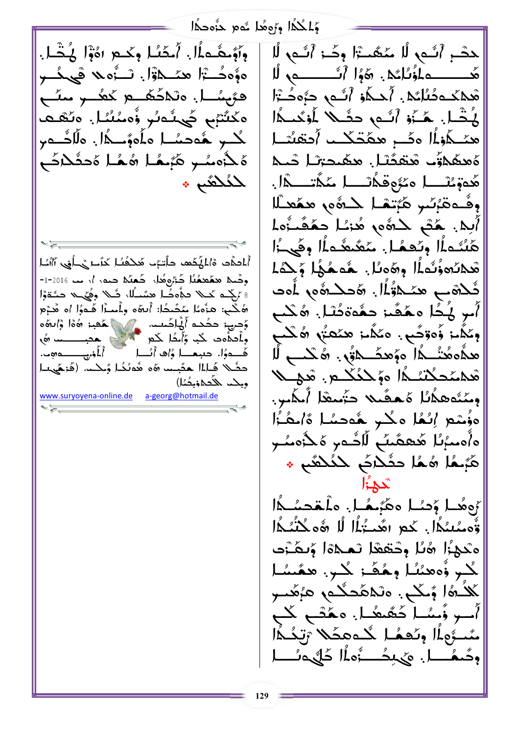ܚܫܒ ܐ̈ܢܫܝܢ ܠܐ ܡܬܚܫ̈ܒܢܐ ܘܟܕ ܐܢܫܝܢ ܠܐ
ܡܫܬܡܠܟܘܬܐ. ܗ̈ܘܐ ܐܢܫܝܢ ܠܐ
ܡܫܬܡܠܟܘܬܐ. ܐܝܟܢܐ ܐܢܫܝܢ ܒܪ̈ܘܚܐ
ܠܚܕܐ. ܗܟܢ ܐܢܫܝܢ ܒܫܠܡ ܠܡܠܟܘܬܐ
ܡܬܠܟܐܕܐ ܘܒܝܢ ܡܫܒ̈ܚܝܢ ܐܢܫܘ̈ܬܐ
ܘܡܫܡܠܝܢ ܡܫ̈ܡܫܢܐ. ܡܫܒܚܝܢ ܒܪܘܚ
ܡܫܡܫܢܐ ܘܡܬܦܪܫܢܐ ܡܬܓܠܝܢܐ.
ܘܫܘܒܚܐ ܡܪ̈ܝܡܐ ܠܗܘܢ ܡܫܝܚܐ
ܐܝܟ. ܥܡܗ ܠܗܘܢ ܡܪܝܐ ܒܫܘܒܚܐ
ܡܠܟܘܬܐ ܘܢܗܘܐ. ܡܫܒܚܘܬܐ ܘܒܪܝܬܐ
ܡܫܡܫܢܘܬܐ ܘܫܘܒܚܐ. ܫܘܒܚܐ ܘܚܝܠܐ
ܠܟܠܗܘܢ ܡܫܡܠܝܢܐ. ܗܟܢܐ ܠܗܘܢ ܐܝܟ
ܐܝܟ ܝܘܡܐ ܘܡܠܝܢ ܒܫܘܒܚܐ. ܗܟܢ
ܘܡܠܟܐ ܘܐܘܪܚܝ. ܘܡܠܟܐ ܡܫܡܫܢܐ ܗܟܢ
ܡܠܟܘܬܐ ܘܡܫܡܠܝܢ. ܗܟܢ ܠܐ
ܡܫܡܫܢܘܬܐ ܘܡܠܟܘܬܐ. ܫܘܒܚܐ
ܘܡܫܬܒܚܢܐ ܘܫܒܚ ܒܪ̈ܘܚܐ ܐܢܫܝܢ.
ܘܢܫܪ ܐܝܟܢܐ ܘܠܟ ܫܘܒܚܐ ܘܐܝܩܪܐ
ܘܐܘܚܕܢܐ ܡܫܒܚܢܐ ܠܐܠܗܐ ܘܠܒܪܘܚܐ
ܡܪܝܐ ܗܘܐ ܒܫܠܡ ܠܥܠܡܝܢ ❖

## ܬܘܕܝܬܐ

ܪܘܚܐ ܘܚܝܐ ܘܫܪܝܪܐ. ܘܐܠܗܝܬܐ
ܘܡܫܝܚܝܬܐ. ܠܟܘܢ ܐܫܬܐܠܬ ܠܐ ܡܬܟܬܒܬܐ
ܘܬܘܕܝܬܐ ܗܢܐ ܘܒܫܡܐ ܢܗܘܐ ܘܢܗܘܐ
ܠܟܘܢ ܡܫܝܚܝܐ ܘܡܫܡ ܠܟܘܢ. ܡܫܝܚܐ
ܠܒܪܐ ܘܡܠܟܐ. ܘܡܫܒܚܢܝܢ ܡܪܝܡ
ܐܢܘܢ ܡܫܝܚܐ ܒܫܘܒܚܐ. ܘܡܫܒܚ ܠܟܘܢ
ܡܫܬܒܚܢܐ ܘܢܗܘܐ ܠܫܡܫܐ ܪܘܚܢܐ
ܘܫܡܫܐ. ܡܫܝܚܐ ܐܝܬܘܗܝ ܐܠܗܐ

ܘܐܘܡܢܘܬܐ. ܐܠܗܝܐ ܘܟܠܗ ܐܘܪܚܐ ܠܚܝܐ.
ܘܡܫܒܚܐ ܡܠܟܘܬܐ. ܬܘܕܝ ܡܫܝܚܐ
ܦܪܘܩܐ. ܘܡܫܒܚܝܢ ܠܟܘܢ ܡܠܟܐ
ܘܡܫܬܒܚ ܫܡܫܘܢ ܘܡܫܡܠܝܢ. ܘܡܫܒܚ
ܠܟܘܢ ܡܫܝܚܐ ܘܐܘܪܚܐ. ܘܠܐܢܫܝܢ
ܘܠܡܠܟܘܬܐ ܡܫܒܚܐ ܫܡܫܐ ܘܡܫܒܚܝܢ
ܠܥܠܡܝܢ ❖

---

ܐܬܪܟܢ ܘܐܝܟܢܐ ܕܡܕܢܚܐ ܘܡܥܪܒܐ ܐܘܪܗܝ ܚܕܐ ܘܒܫܡ ܡܫܡܫܢܐ ܕܪܘܚܐ. ܟܬܝܒ ܒܫܢܬ 2016-1-8 ܒܝܘܡ ܚܕ ܒܫܒܐ ܘܡܫܡܫܢܐ. ܘܡܫܝܚܐ ܘܐܢܫܝܢ ܘܡܫܡܫܢܐ ܐܘ ܡܫܡܫܢܐ ܘܐܢܫܝܢ ܘܡܫܒܚܝܢ ܒܪ̈ܘܚܐ. ܘܐܝܟܢܐ ܠܟ ܘܐܢܐ ܠܟܘܢ ܒܫܘܒܚܐ. ܒܚܕܐ ܡܫܒܚܐ ܐܘ ܐܢܫܝܢ ܡܫܒܚܝܢ. ܒܚܕܐ ܡܠܟܐ ܡܫܝܚܐ ܗܘ ܡܫܒܚܐ ܘܡܠܟܐ. (ܦܪܘܩܐ ܘܡܠܟܐ ܠܡܫܝܚܘܬܐ)

www.suryoyena-online.de    a-georg@hotmail.de